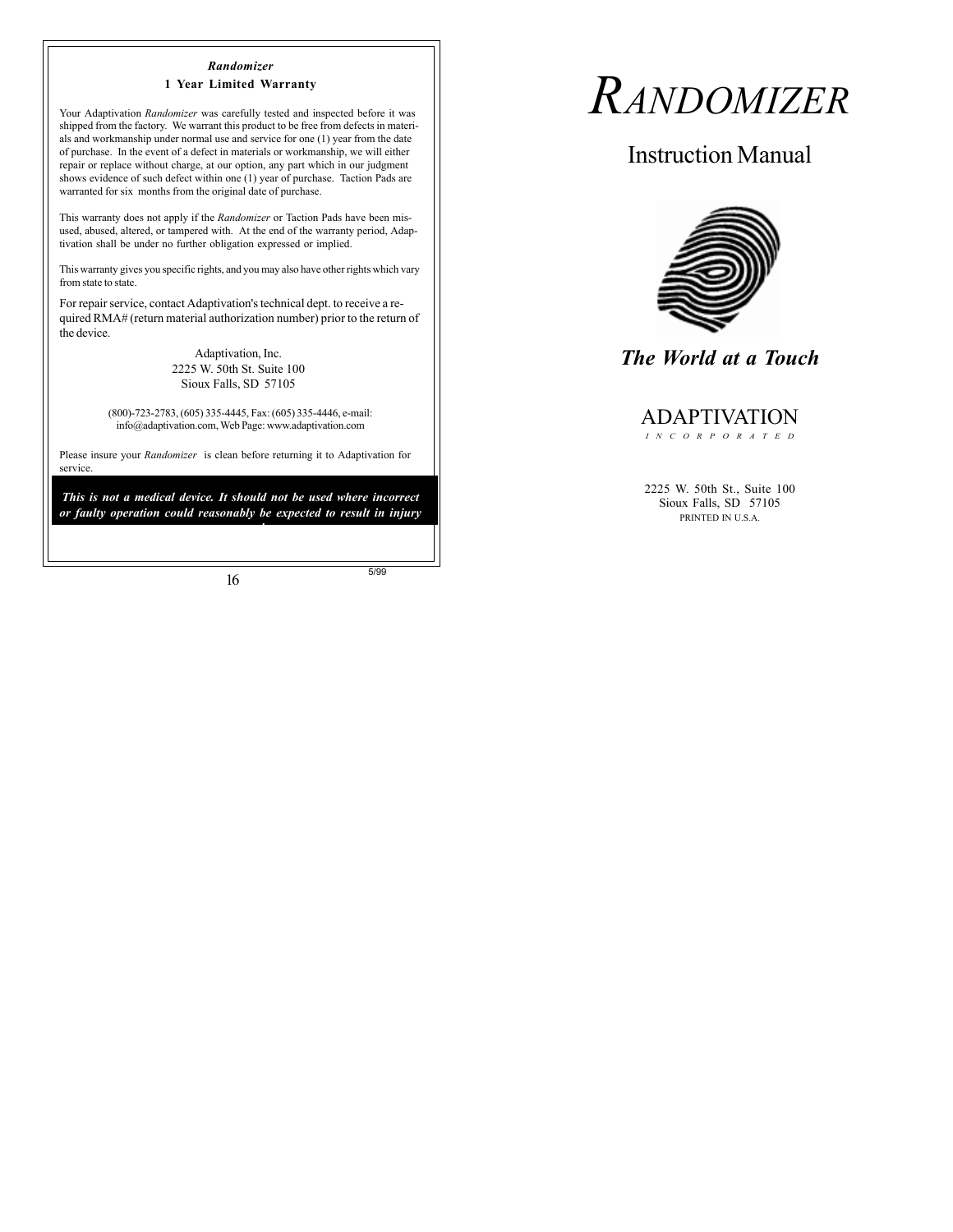## *Randomizer*

### 1 Year Limited Warranty

Your Adaptivation *Randomizer* was carefully tested and inspected before it was shipped from the factory. We warrant this product to be free from defects in materials and workmanship under normal use and service for one (1) year from the date of purchase. In the event of a defect in materials or workmanship, we will either repair or replace without charge, at our option, any part which in our judgment shows evidence of such defect within one (1) year of purchase. Taction Pads are warranted for six months from the original date of purchase.

This warranty does not apply if the *Randomizer* or Taction Pads have been misused, abused, altered, or tampered with. At the end of the warranty period, Adaptivation shall be under no further obligation expressed or implied.

This warranty gives you specific rights, and you may also have other rights which vary from state to state.

For repair service, contact Adaptivation's technical dept. to receive a required RMA# (return material authorization number) prior to the return of the device.

Adaptivation, Inc.
2225 W. 50th St. Suite 100
Sioux Falls, SD 57105

(800)-723-2783, (605) 335-4445, Fax: (605) 335-4446, e-mail: info@adaptivation.com, Web Page: www.adaptivation.com

Please insure your *Randomizer* is clean before returning it to Adaptivation for service.

***This is not a medical device. It should not be used where incorrect or faulty operation could reasonably be expected to result in injury***

5/99

# *RANDOMIZER*

## Instruction Manual

***The World at a Touch***

ADAPTIVATION
INCORPORATED

2225 W. 50th St., Suite 100
Sioux Falls, SD 57105
PRINTED IN U.S.A.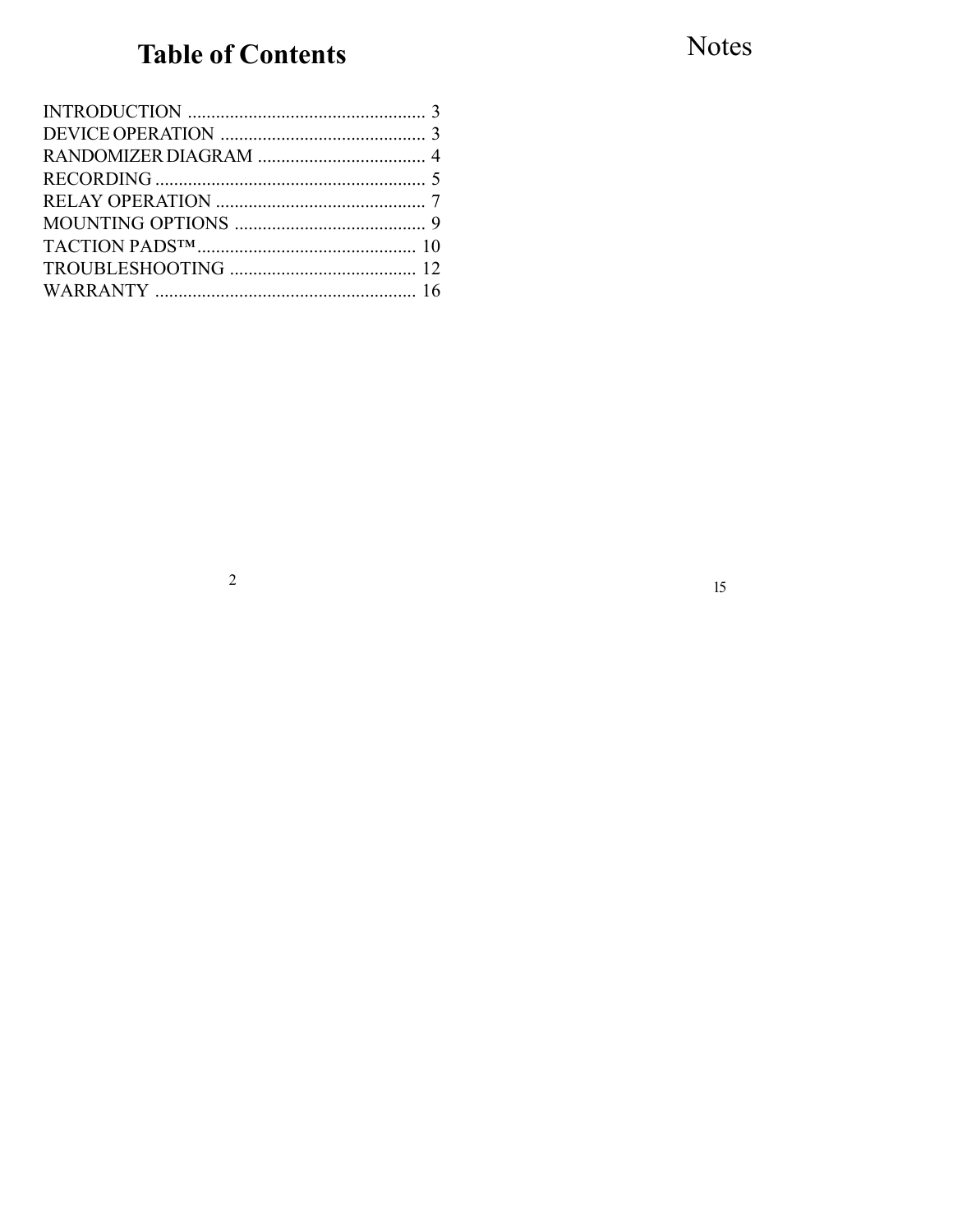# Table of Contents

| | |
|---|---|
| INTRODUCTION | 3 |
| DEVICE OPERATION | 3 |
| RANDOMIZER DIAGRAM | 4 |
| RECORDING | 5 |
| RELAY OPERATION | 7 |
| MOUNTING OPTIONS | 9 |
| TACTION PADS™ | 10 |
| TROUBLESHOOTING | 12 |
| WARRANTY | 16 |

# Notes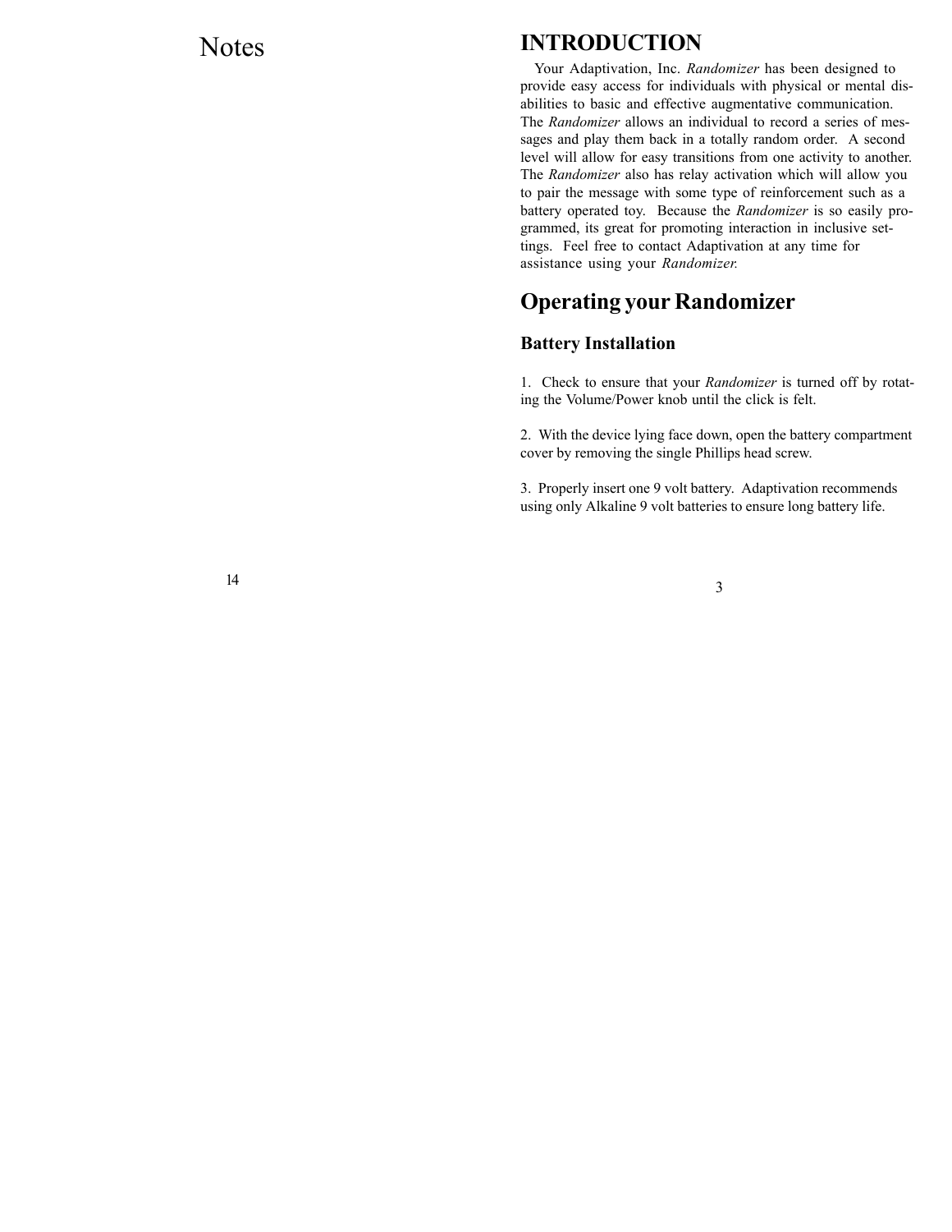# Notes

# INTRODUCTION

Your Adaptivation, Inc. *Randomizer* has been designed to provide easy access for individuals with physical or mental disabilities to basic and effective augmentative communication. The *Randomizer* allows an individual to record a series of messages and play them back in a totally random order. A second level will allow for easy transitions from one activity to another. The *Randomizer* also has relay activation which will allow you to pair the message with some type of reinforcement such as a battery operated toy. Because the *Randomizer* is so easily programmed, its great for promoting interaction in inclusive settings. Feel free to contact Adaptivation at any time for assistance using your *Randomizer.*

# Operating your Randomizer

## Battery Installation

1. Check to ensure that your *Randomizer* is turned off by rotating the Volume/Power knob until the click is felt.

2. With the device lying face down, open the battery compartment cover by removing the single Phillips head screw.

3. Properly insert one 9 volt battery. Adaptivation recommends using only Alkaline 9 volt batteries to ensure long battery life.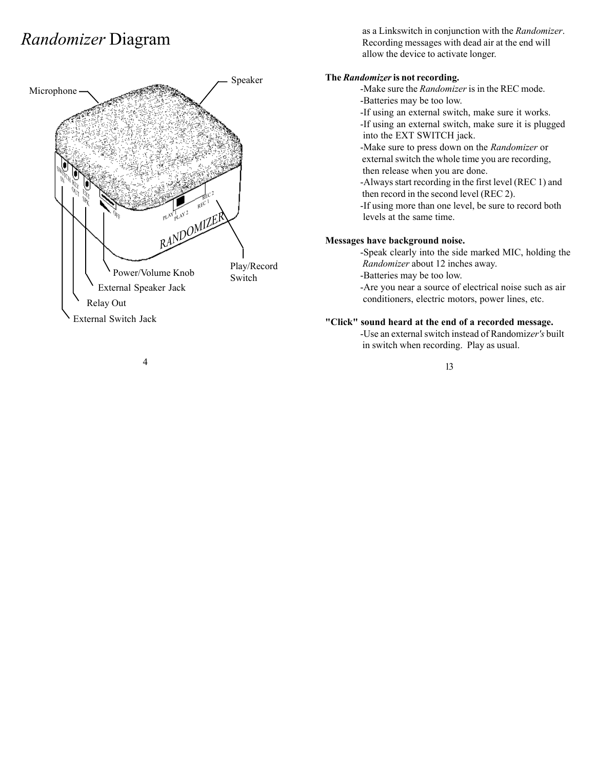# *Randomizer* Diagram

Microphone

Speaker

Power/Volume Knob

External Speaker Jack

Relay Out

External Switch Jack

Play/Record Switch

as a Linkswitch in conjunction with the *Randomizer*. Recording messages with dead air at the end will allow the device to activate longer.

**The *Randomizer* is not recording.**

- -Make sure the *Randomizer* is in the REC mode.
- -Batteries may be too low.
- -If using an external switch, make sure it works.
- -If using an external switch, make sure it is plugged into the EXT SWITCH jack.
- -Make sure to press down on the *Randomizer* or external switch the whole time you are recording, then release when you are done.
- -Always start recording in the first level (REC 1) and then record in the second level (REC 2).
- -If using more than one level, be sure to record both levels at the same time.

**Messages have background noise.**

- -Speak clearly into the side marked MIC, holding the *Randomizer* about 12 inches away.
- -Batteries may be too low.
- -Are you near a source of electrical noise such as air conditioners, electric motors, power lines, etc.

**"Click" sound heard at the end of a recorded message.**

- -Use an external switch instead of Randomiz*er's* built in switch when recording. Play as usual.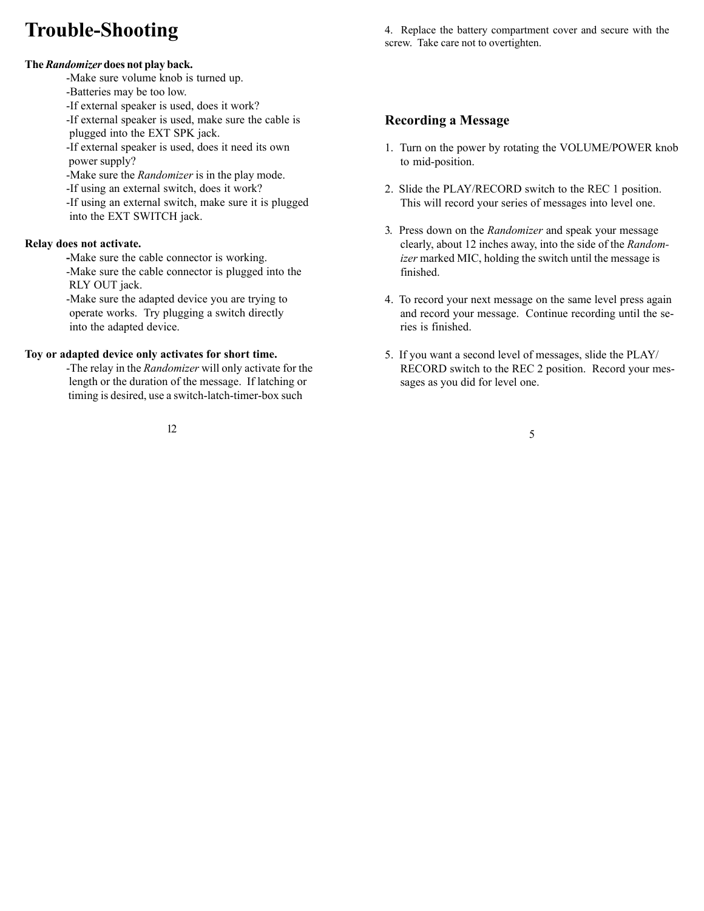# Trouble-Shooting

**The *Randomizer* does not play back.**

- -Make sure volume knob is turned up.
- -Batteries may be too low.
- -If external speaker is used, does it work?
- -If external speaker is used, make sure the cable is plugged into the EXT SPK jack.
- -If external speaker is used, does it need its own power supply?
- -Make sure the *Randomizer* is in the play mode.
- -If using an external switch, does it work?
- -If using an external switch, make sure it is plugged into the EXT SWITCH jack.

**Relay does not activate.**

- -Make sure the cable connector is working.
- -Make sure the cable connector is plugged into the RLY OUT jack.
- -Make sure the adapted device you are trying to operate works. Try plugging a switch directly into the adapted device.

**Toy or adapted device only activates for short time.**

- -The relay in the *Randomizer* will only activate for the length or the duration of the message. If latching or timing is desired, use a switch-latch-timer-box such

4. Replace the battery compartment cover and secure with the screw. Take care not to overtighten.

## Recording a Message

1. Turn on the power by rotating the VOLUME/POWER knob to mid-position.

2. Slide the PLAY/RECORD switch to the REC 1 position. This will record your series of messages into level one.

3. Press down on the *Randomizer* and speak your message clearly, about 12 inches away, into the side of the *Randomizer* marked MIC, holding the switch until the message is finished.

4. To record your next message on the same level press again and record your message. Continue recording until the series is finished.

5. If you want a second level of messages, slide the PLAY/RECORD switch to the REC 2 position. Record your messages as you did for level one.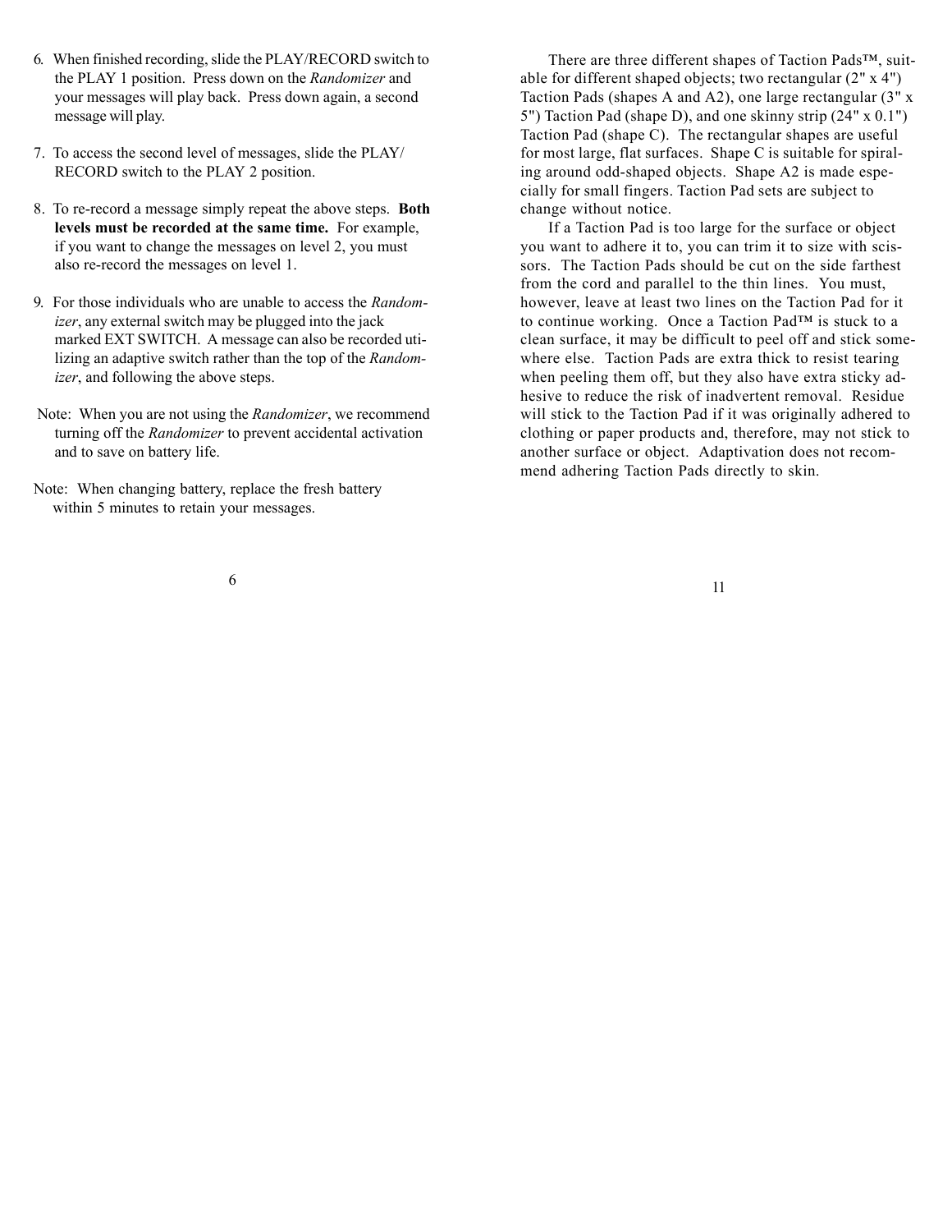6. When finished recording, slide the PLAY/RECORD switch to the PLAY 1 position. Press down on the *Randomizer* and your messages will play back. Press down again, a second message will play.

7. To access the second level of messages, slide the PLAY/RECORD switch to the PLAY 2 position.

8. To re-record a message simply repeat the above steps. **Both levels must be recorded at the same time.** For example, if you want to change the messages on level 2, you must also re-record the messages on level 1.

9. For those individuals who are unable to access the *Randomizer*, any external switch may be plugged into the jack marked EXT SWITCH. A message can also be recorded utilizing an adaptive switch rather than the top of the *Randomizer*, and following the above steps.

Note: When you are not using the *Randomizer*, we recommend turning off the *Randomizer* to prevent accidental activation and to save on battery life.

Note: When changing battery, replace the fresh battery within 5 minutes to retain your messages.

There are three different shapes of Taction Pads™, suitable for different shaped objects; two rectangular (2" x 4") Taction Pads (shapes A and A2), one large rectangular (3" x 5") Taction Pad (shape D), and one skinny strip (24" x 0.1") Taction Pad (shape C). The rectangular shapes are useful for most large, flat surfaces. Shape C is suitable for spiraling around odd-shaped objects. Shape A2 is made especially for small fingers. Taction Pad sets are subject to change without notice.

If a Taction Pad is too large for the surface or object you want to adhere it to, you can trim it to size with scissors. The Taction Pads should be cut on the side farthest from the cord and parallel to the thin lines. You must, however, leave at least two lines on the Taction Pad for it to continue working. Once a Taction Pad™ is stuck to a clean surface, it may be difficult to peel off and stick somewhere else. Taction Pads are extra thick to resist tearing when peeling them off, but they also have extra sticky adhesive to reduce the risk of inadvertent removal. Residue will stick to the Taction Pad if it was originally adhered to clothing or paper products and, therefore, may not stick to another surface or object. Adaptivation does not recommend adhering Taction Pads directly to skin.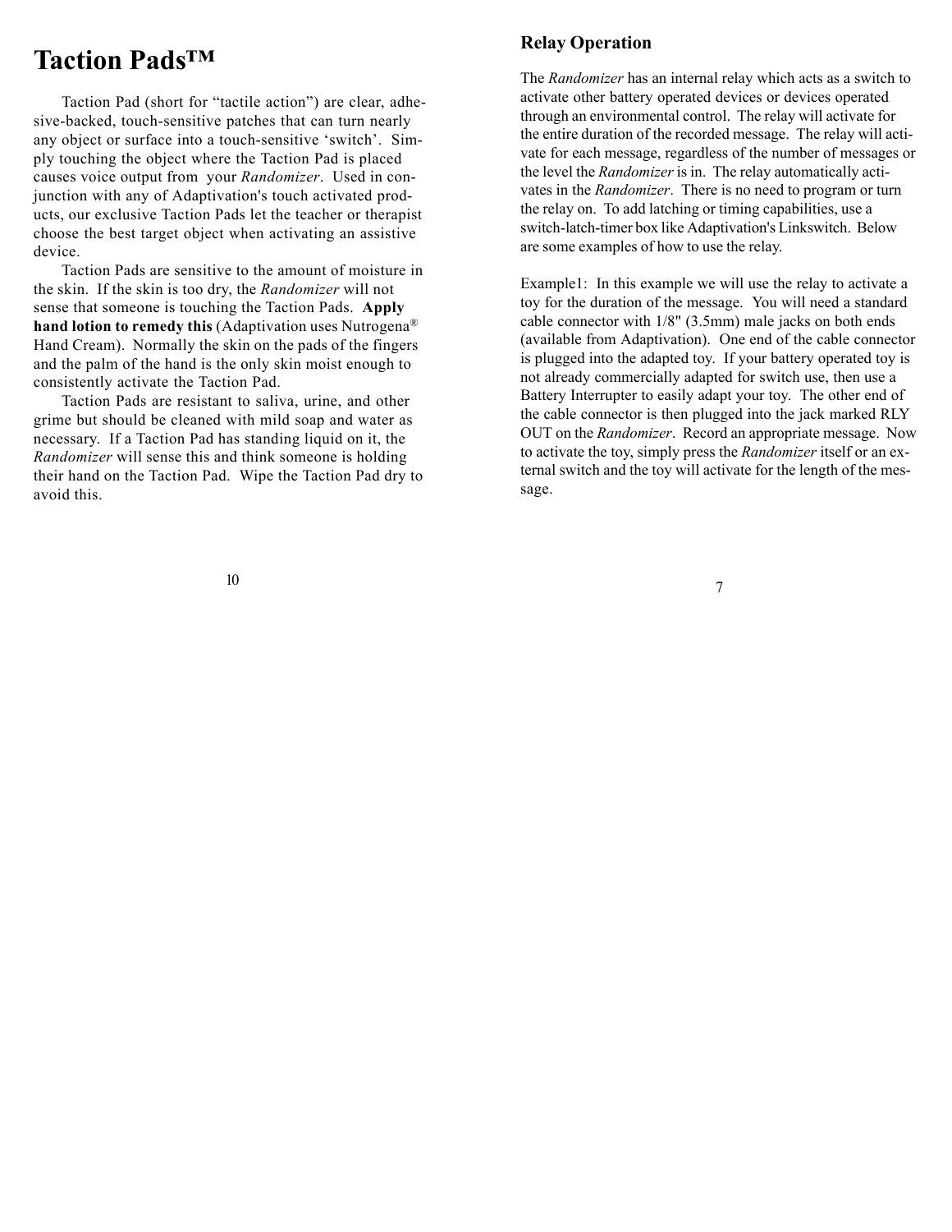# Taction Pads™

Taction Pad (short for "tactile action") are clear, adhesive-backed, touch-sensitive patches that can turn nearly any object or surface into a touch-sensitive 'switch'. Simply touching the object where the Taction Pad is placed causes voice output from your *Randomizer*. Used in conjunction with any of Adaptivation's touch activated products, our exclusive Taction Pads let the teacher or therapist choose the best target object when activating an assistive device.

Taction Pads are sensitive to the amount of moisture in the skin. If the skin is too dry, the *Randomizer* will not sense that someone is touching the Taction Pads. **Apply hand lotion to remedy this** (Adaptivation uses Nutrogena® Hand Cream). Normally the skin on the pads of the fingers and the palm of the hand is the only skin moist enough to consistently activate the Taction Pad.

Taction Pads are resistant to saliva, urine, and other grime but should be cleaned with mild soap and water as necessary. If a Taction Pad has standing liquid on it, the *Randomizer* will sense this and think someone is holding their hand on the Taction Pad. Wipe the Taction Pad dry to avoid this.

## Relay Operation

The *Randomizer* has an internal relay which acts as a switch to activate other battery operated devices or devices operated through an environmental control. The relay will activate for the entire duration of the recorded message. The relay will activate for each message, regardless of the number of messages or the level the *Randomizer* is in. The relay automatically activates in the *Randomizer*. There is no need to program or turn the relay on. To add latching or timing capabilities, use a switch-latch-timer box like Adaptivation's Linkswitch. Below are some examples of how to use the relay.

Example1: In this example we will use the relay to activate a toy for the duration of the message. You will need a standard cable connector with 1/8" (3.5mm) male jacks on both ends (available from Adaptivation). One end of the cable connector is plugged into the adapted toy. If your battery operated toy is not already commercially adapted for switch use, then use a Battery Interrupter to easily adapt your toy. The other end of the cable connector is then plugged into the jack marked RLY OUT on the *Randomizer*. Record an appropriate message. Now to activate the toy, simply press the *Randomizer* itself or an external switch and the toy will activate for the length of the message.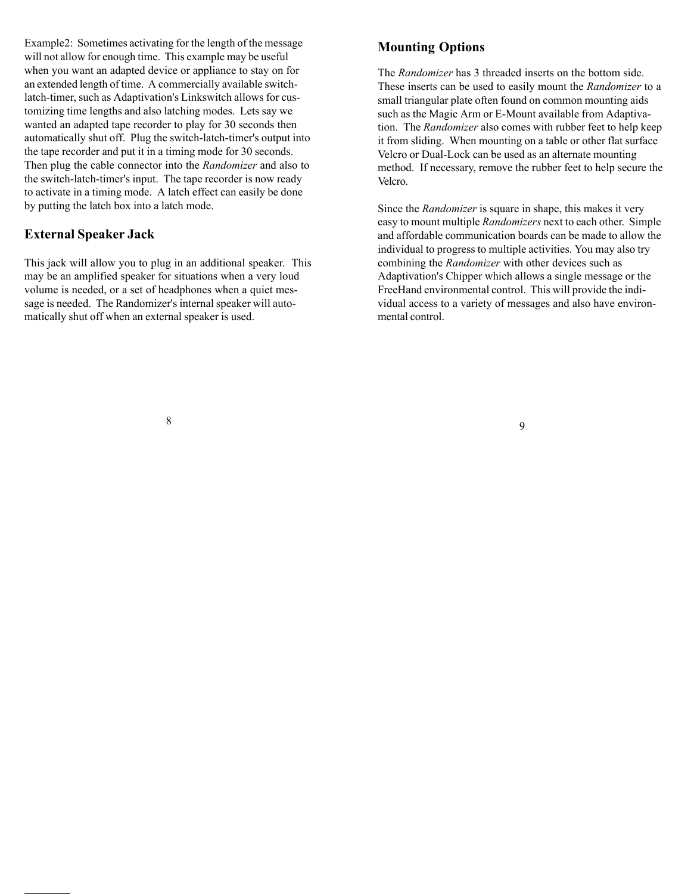Example2: Sometimes activating for the length of the message will not allow for enough time. This example may be useful when you want an adapted device or appliance to stay on for an extended length of time. A commercially available switch-latch-timer, such as Adaptivation's Linkswitch allows for customizing time lengths and also latching modes. Lets say we wanted an adapted tape recorder to play for 30 seconds then automatically shut off. Plug the switch-latch-timer's output into the tape recorder and put it in a timing mode for 30 seconds. Then plug the cable connector into the *Randomizer* and also to the switch-latch-timer's input. The tape recorder is now ready to activate in a timing mode. A latch effect can easily be done by putting the latch box into a latch mode.

## External Speaker Jack

This jack will allow you to plug in an additional speaker. This may be an amplified speaker for situations when a very loud volume is needed, or a set of headphones when a quiet message is needed. The Randomizer's internal speaker will automatically shut off when an external speaker is used.

## Mounting Options

The *Randomizer* has 3 threaded inserts on the bottom side. These inserts can be used to easily mount the *Randomizer* to a small triangular plate often found on common mounting aids such as the Magic Arm or E-Mount available from Adaptivation. The *Randomizer* also comes with rubber feet to help keep it from sliding. When mounting on a table or other flat surface Velcro or Dual-Lock can be used as an alternate mounting method. If necessary, remove the rubber feet to help secure the Velcro.

Since the *Randomizer* is square in shape, this makes it very easy to mount multiple *Randomizers* next to each other. Simple and affordable communication boards can be made to allow the individual to progress to multiple activities. You may also try combining the *Randomizer* with other devices such as Adaptivation's Chipper which allows a single message or the FreeHand environmental control. This will provide the individual access to a variety of messages and also have environmental control.